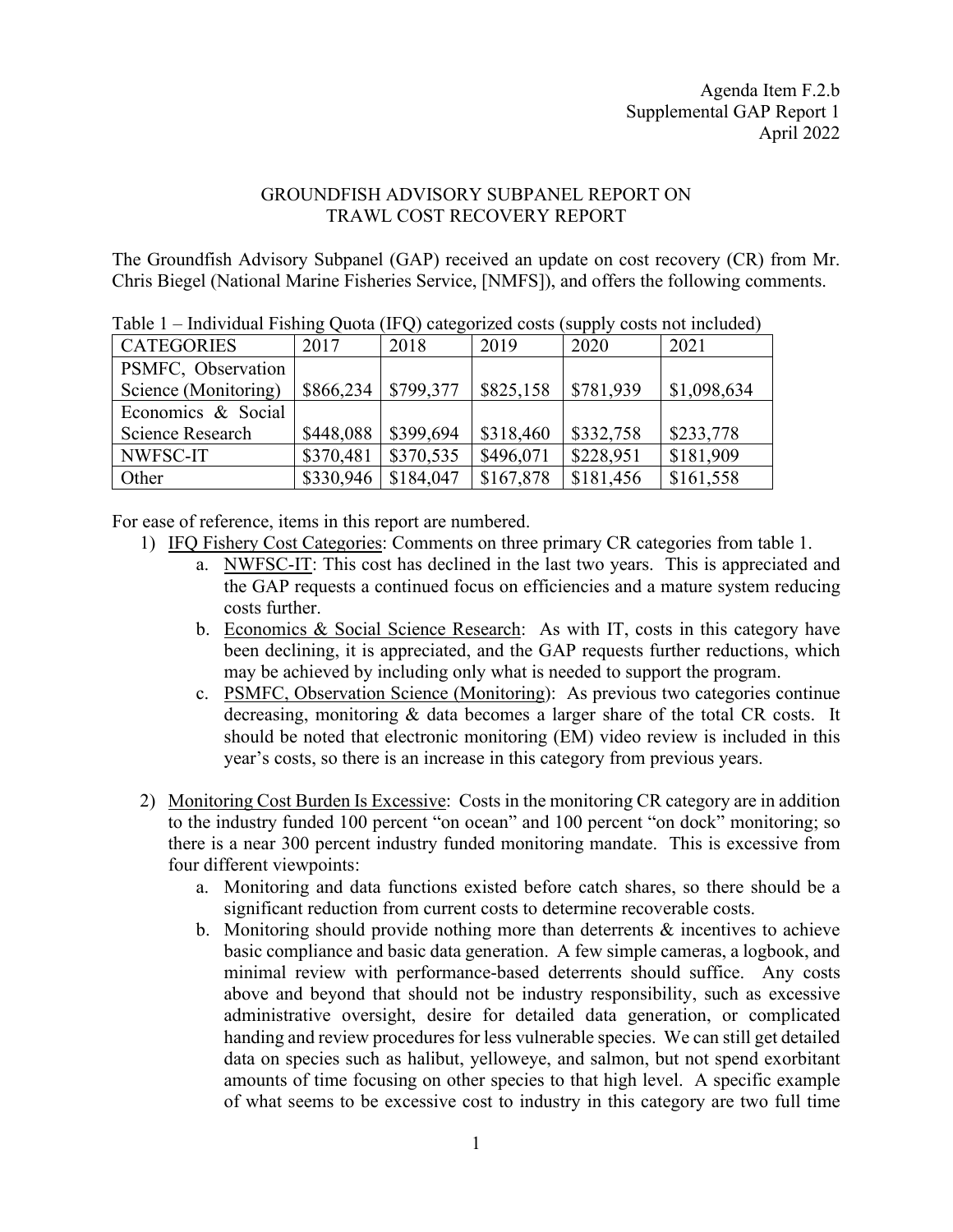Agenda Item F.2.b
Supplemental GAP Report 1
April 2022

# GROUNDFISH ADVISORY SUBPANEL REPORT ON TRAWL COST RECOVERY REPORT

The Groundfish Advisory Subpanel (GAP) received an update on cost recovery (CR) from Mr. Chris Biegel (National Marine Fisheries Service, [NMFS]), and offers the following comments.

Table 1 – Individual Fishing Quota (IFQ) categorized costs (supply costs not included)

| CATEGORIES | 2017 | 2018 | 2019 | 2020 | 2021 |
|---|---|---|---|---|---|
| PSMFC, Observation Science (Monitoring) | $866,234 | $799,377 | $825,158 | $781,939 | $1,098,634 |
| Economics & Social Science Research | $448,088 | $399,694 | $318,460 | $332,758 | $233,778 |
| NWFSC-IT | $370,481 | $370,535 | $496,071 | $228,951 | $181,909 |
| Other | $330,946 | $184,047 | $167,878 | $181,456 | $161,558 |

For ease of reference, items in this report are numbered.

1) IFQ Fishery Cost Categories: Comments on three primary CR categories from table 1.
   a. NWFSC-IT: This cost has declined in the last two years. This is appreciated and the GAP requests a continued focus on efficiencies and a mature system reducing costs further.
   b. Economics & Social Science Research: As with IT, costs in this category have been declining, it is appreciated, and the GAP requests further reductions, which may be achieved by including only what is needed to support the program.
   c. PSMFC, Observation Science (Monitoring): As previous two categories continue decreasing, monitoring & data becomes a larger share of the total CR costs. It should be noted that electronic monitoring (EM) video review is included in this year's costs, so there is an increase in this category from previous years.

2) Monitoring Cost Burden Is Excessive: Costs in the monitoring CR category are in addition to the industry funded 100 percent "on ocean" and 100 percent "on dock" monitoring; so there is a near 300 percent industry funded monitoring mandate. This is excessive from four different viewpoints:
   a. Monitoring and data functions existed before catch shares, so there should be a significant reduction from current costs to determine recoverable costs.
   b. Monitoring should provide nothing more than deterrents & incentives to achieve basic compliance and basic data generation. A few simple cameras, a logbook, and minimal review with performance-based deterrents should suffice. Any costs above and beyond that should not be industry responsibility, such as excessive administrative oversight, desire for detailed data generation, or complicated handing and review procedures for less vulnerable species. We can still get detailed data on species such as halibut, yelloweye, and salmon, but not spend exorbitant amounts of time focusing on other species to that high level. A specific example of what seems to be excessive cost to industry in this category are two full time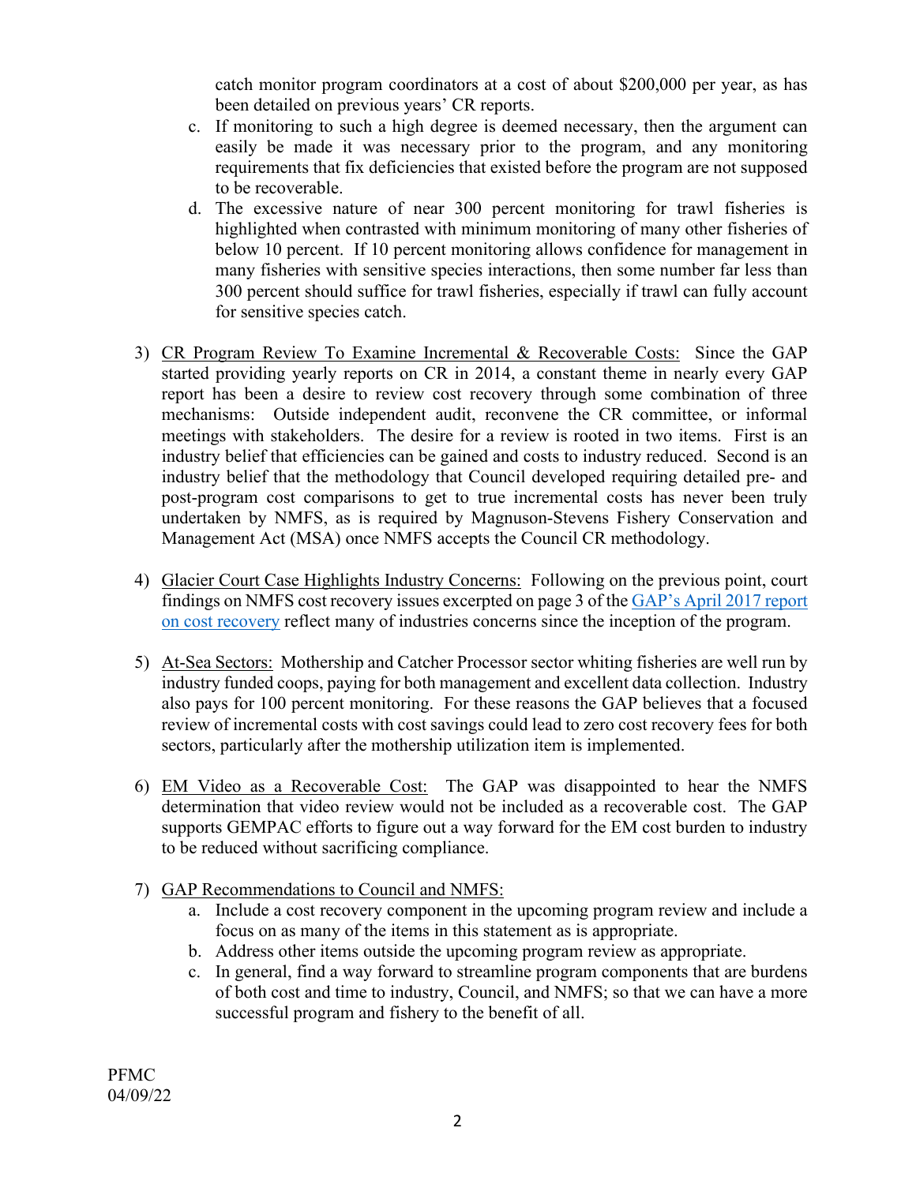catch monitor program coordinators at a cost of about $200,000 per year, as has been detailed on previous years' CR reports.

   c. If monitoring to such a high degree is deemed necessary, then the argument can easily be made it was necessary prior to the program, and any monitoring requirements that fix deficiencies that existed before the program are not supposed to be recoverable.

   d. The excessive nature of near 300 percent monitoring for trawl fisheries is highlighted when contrasted with minimum monitoring of many other fisheries of below 10 percent. If 10 percent monitoring allows confidence for management in many fisheries with sensitive species interactions, then some number far less than 300 percent should suffice for trawl fisheries, especially if trawl can fully account for sensitive species catch.

3) CR Program Review To Examine Incremental & Recoverable Costs: Since the GAP started providing yearly reports on CR in 2014, a constant theme in nearly every GAP report has been a desire to review cost recovery through some combination of three mechanisms: Outside independent audit, reconvene the CR committee, or informal meetings with stakeholders. The desire for a review is rooted in two items. First is an industry belief that efficiencies can be gained and costs to industry reduced. Second is an industry belief that the methodology that Council developed requiring detailed pre- and post-program cost comparisons to get to true incremental costs has never been truly undertaken by NMFS, as is required by Magnuson-Stevens Fishery Conservation and Management Act (MSA) once NMFS accepts the Council CR methodology.

4) Glacier Court Case Highlights Industry Concerns: Following on the previous point, court findings on NMFS cost recovery issues excerpted on page 3 of the GAP's April 2017 report on cost recovery reflect many of industries concerns since the inception of the program.

5) At-Sea Sectors: Mothership and Catcher Processor sector whiting fisheries are well run by industry funded coops, paying for both management and excellent data collection. Industry also pays for 100 percent monitoring. For these reasons the GAP believes that a focused review of incremental costs with cost savings could lead to zero cost recovery fees for both sectors, particularly after the mothership utilization item is implemented.

6) EM Video as a Recoverable Cost: The GAP was disappointed to hear the NMFS determination that video review would not be included as a recoverable cost. The GAP supports GEMPAC efforts to figure out a way forward for the EM cost burden to industry to be reduced without sacrificing compliance.

7) GAP Recommendations to Council and NMFS:

   a. Include a cost recovery component in the upcoming program review and include a focus on as many of the items in this statement as is appropriate.

   b. Address other items outside the upcoming program review as appropriate.

   c. In general, find a way forward to streamline program components that are burdens of both cost and time to industry, Council, and NMFS; so that we can have a more successful program and fishery to the benefit of all.

PFMC
04/09/22